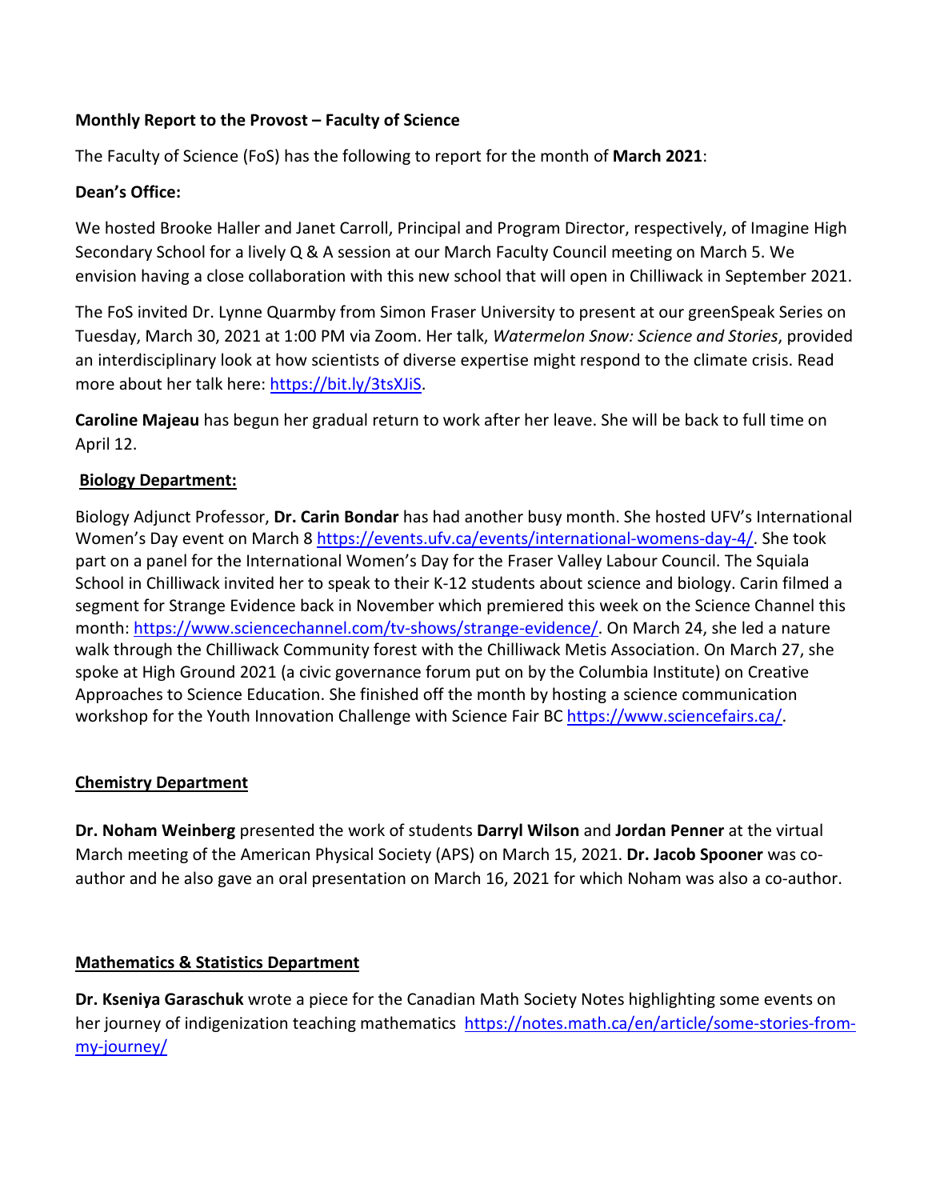**Monthly Report to the Provost – Faculty of Science**

The Faculty of Science (FoS) has the following to report for the month of **March 2021**:

**Dean's Office:**

We hosted Brooke Haller and Janet Carroll, Principal and Program Director, respectively, of Imagine High Secondary School for a lively Q & A session at our March Faculty Council meeting on March 5. We envision having a close collaboration with this new school that will open in Chilliwack in September 2021.

The FoS invited Dr. Lynne Quarmby from Simon Fraser University to present at our greenSpeak Series on Tuesday, March 30, 2021 at 1:00 PM via Zoom. Her talk, *Watermelon Snow: Science and Stories*, provided an interdisciplinary look at how scientists of diverse expertise might respond to the climate crisis. Read more about her talk here: https://bit.ly/3tsXJiS.

**Caroline Majeau** has begun her gradual return to work after her leave. She will be back to full time on April 12.

**Biology Department:**

Biology Adjunct Professor, **Dr. Carin Bondar** has had another busy month. She hosted UFV's International Women's Day event on March 8 https://events.ufv.ca/events/international-womens-day-4/. She took part on a panel for the International Women's Day for the Fraser Valley Labour Council. The Squiala School in Chilliwack invited her to speak to their K-12 students about science and biology. Carin filmed a segment for Strange Evidence back in November which premiered this week on the Science Channel this month: https://www.sciencechannel.com/tv-shows/strange-evidence/. On March 24, she led a nature walk through the Chilliwack Community forest with the Chilliwack Metis Association. On March 27, she spoke at High Ground 2021 (a civic governance forum put on by the Columbia Institute) on Creative Approaches to Science Education. She finished off the month by hosting a science communication workshop for the Youth Innovation Challenge with Science Fair BC https://www.sciencefairs.ca/.

**Chemistry Department**

**Dr. Noham Weinberg** presented the work of students **Darryl Wilson** and **Jordan Penner** at the virtual March meeting of the American Physical Society (APS) on March 15, 2021. **Dr. Jacob Spooner** was co-author and he also gave an oral presentation on March 16, 2021 for which Noham was also a co-author.

**Mathematics & Statistics Department**

**Dr. Kseniya Garaschuk** wrote a piece for the Canadian Math Society Notes highlighting some events on her journey of indigenization teaching mathematics https://notes.math.ca/en/article/some-stories-from-my-journey/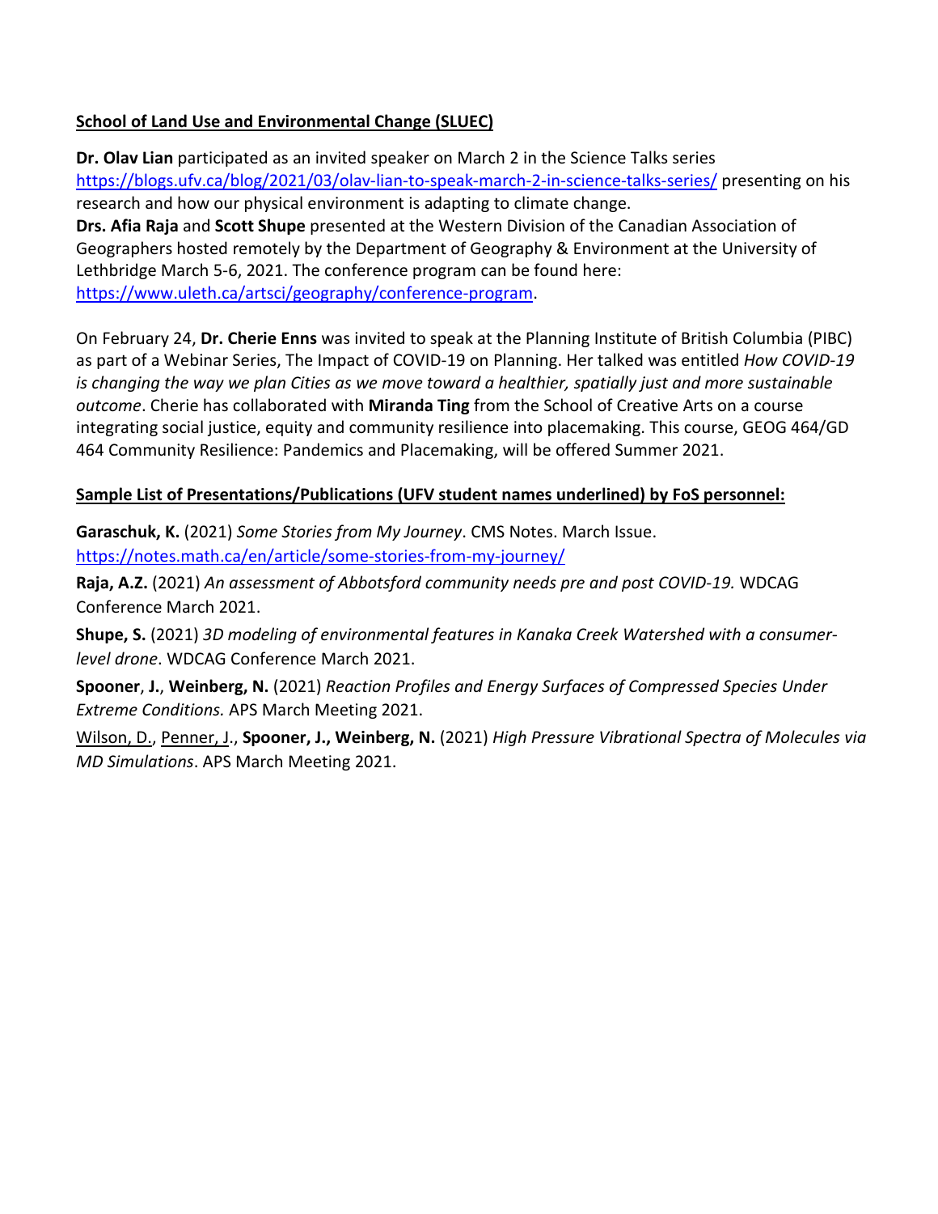**School of Land Use and Environmental Change (SLUEC)**

**Dr. Olav Lian** participated as an invited speaker on March 2 in the Science Talks series https://blogs.ufv.ca/blog/2021/03/olav-lian-to-speak-march-2-in-science-talks-series/ presenting on his research and how our physical environment is adapting to climate change.

**Drs. Afia Raja** and **Scott Shupe** presented at the Western Division of the Canadian Association of Geographers hosted remotely by the Department of Geography & Environment at the University of Lethbridge March 5-6, 2021. The conference program can be found here: https://www.uleth.ca/artsci/geography/conference-program.

On February 24, **Dr. Cherie Enns** was invited to speak at the Planning Institute of British Columbia (PIBC) as part of a Webinar Series, The Impact of COVID-19 on Planning. Her talked was entitled *How COVID-19 is changing the way we plan Cities as we move toward a healthier, spatially just and more sustainable outcome*. Cherie has collaborated with **Miranda Ting** from the School of Creative Arts on a course integrating social justice, equity and community resilience into placemaking. This course, GEOG 464/GD 464 Community Resilience: Pandemics and Placemaking, will be offered Summer 2021.

**Sample List of Presentations/Publications (UFV student names underlined) by FoS personnel:**

**Garaschuk, K.** (2021) *Some Stories from My Journey*. CMS Notes. March Issue. https://notes.math.ca/en/article/some-stories-from-my-journey/

**Raja, A.Z.** (2021) *An assessment of Abbotsford community needs pre and post COVID-19.* WDCAG Conference March 2021.

**Shupe, S.** (2021) *3D modeling of environmental features in Kanaka Creek Watershed with a consumer-level drone*. WDCAG Conference March 2021.

**Spooner**, **J.**, **Weinberg, N.** (2021) *Reaction Profiles and Energy Surfaces of Compressed Species Under Extreme Conditions.* APS March Meeting 2021.

Wilson, D., Penner, J., **Spooner, J., Weinberg, N.** (2021) *High Pressure Vibrational Spectra of Molecules via MD Simulations*. APS March Meeting 2021.